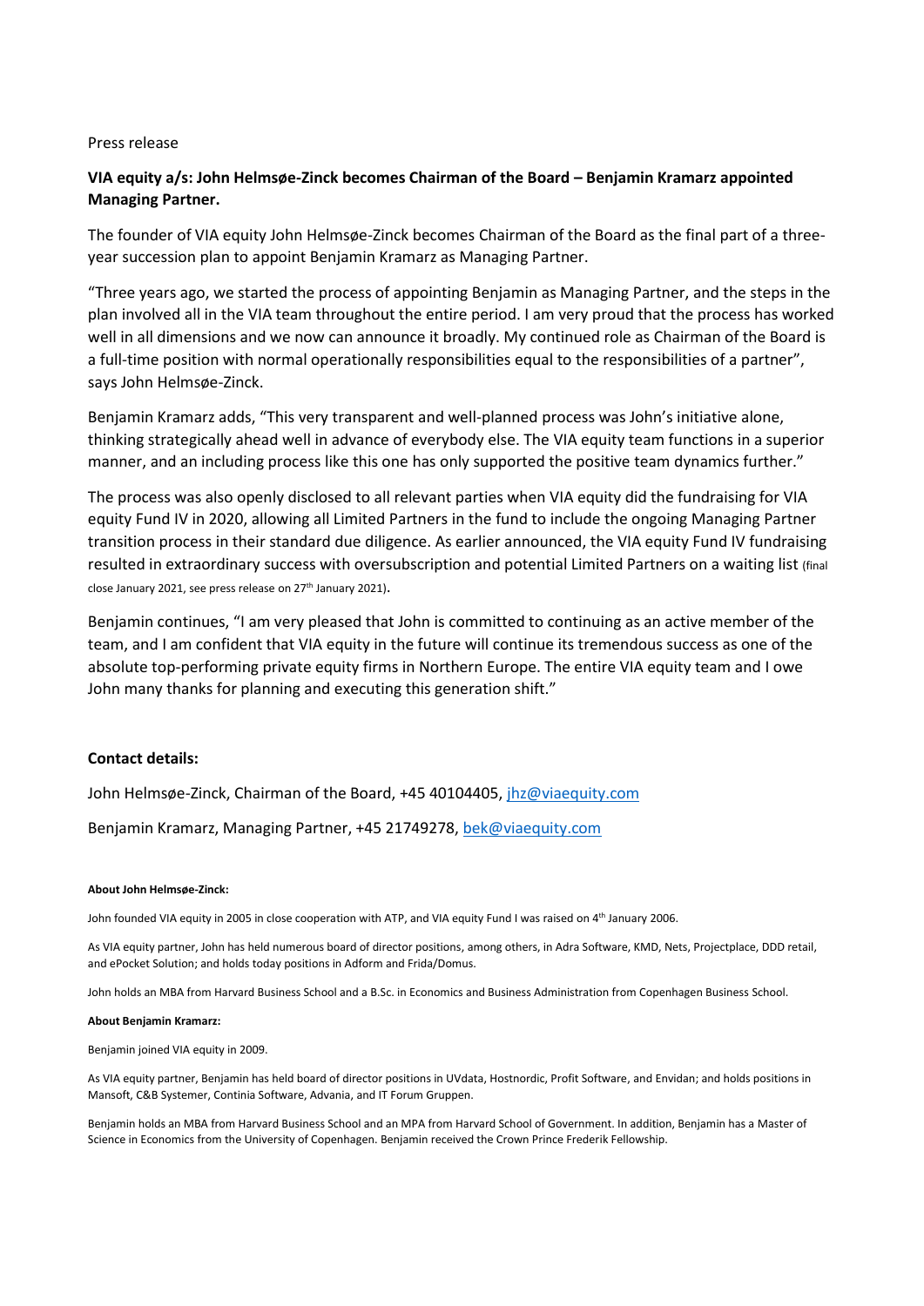Press release

**VIA equity a/s: John Helmsøe-Zinck becomes Chairman of the Board – Benjamin Kramarz appointed Managing Partner.**

The founder of VIA equity John Helmsøe-Zinck becomes Chairman of the Board as the final part of a three-year succession plan to appoint Benjamin Kramarz as Managing Partner.

"Three years ago, we started the process of appointing Benjamin as Managing Partner, and the steps in the plan involved all in the VIA team throughout the entire period. I am very proud that the process has worked well in all dimensions and we now can announce it broadly. My continued role as Chairman of the Board is a full-time position with normal operationally responsibilities equal to the responsibilities of a partner", says John Helmsøe-Zinck.

Benjamin Kramarz adds, "This very transparent and well-planned process was John's initiative alone, thinking strategically ahead well in advance of everybody else. The VIA equity team functions in a superior manner, and an including process like this one has only supported the positive team dynamics further."

The process was also openly disclosed to all relevant parties when VIA equity did the fundraising for VIA equity Fund IV in 2020, allowing all Limited Partners in the fund to include the ongoing Managing Partner transition process in their standard due diligence. As earlier announced, the VIA equity Fund IV fundraising resulted in extraordinary success with oversubscription and potential Limited Partners on a waiting list (final close January 2021, see press release on 27th January 2021).

Benjamin continues, "I am very pleased that John is committed to continuing as an active member of the team, and I am confident that VIA equity in the future will continue its tremendous success as one of the absolute top-performing private equity firms in Northern Europe. The entire VIA equity team and I owe John many thanks for planning and executing this generation shift."

**Contact details:**

John Helmsøe-Zinck, Chairman of the Board, +45 40104405, jhz@viaequity.com

Benjamin Kramarz, Managing Partner, +45 21749278, bek@viaequity.com

**About John Helmsøe-Zinck:**

John founded VIA equity in 2005 in close cooperation with ATP, and VIA equity Fund I was raised on 4th January 2006.

As VIA equity partner, John has held numerous board of director positions, among others, in Adra Software, KMD, Nets, Projectplace, DDD retail, and ePocket Solution; and holds today positions in Adform and Frida/Domus.

John holds an MBA from Harvard Business School and a B.Sc. in Economics and Business Administration from Copenhagen Business School.

**About Benjamin Kramarz:**

Benjamin joined VIA equity in 2009.

As VIA equity partner, Benjamin has held board of director positions in UVdata, Hostnordic, Profit Software, and Envidan; and holds positions in Mansoft, C&B Systemer, Continia Software, Advania, and IT Forum Gruppen.

Benjamin holds an MBA from Harvard Business School and an MPA from Harvard School of Government. In addition, Benjamin has a Master of Science in Economics from the University of Copenhagen. Benjamin received the Crown Prince Frederik Fellowship.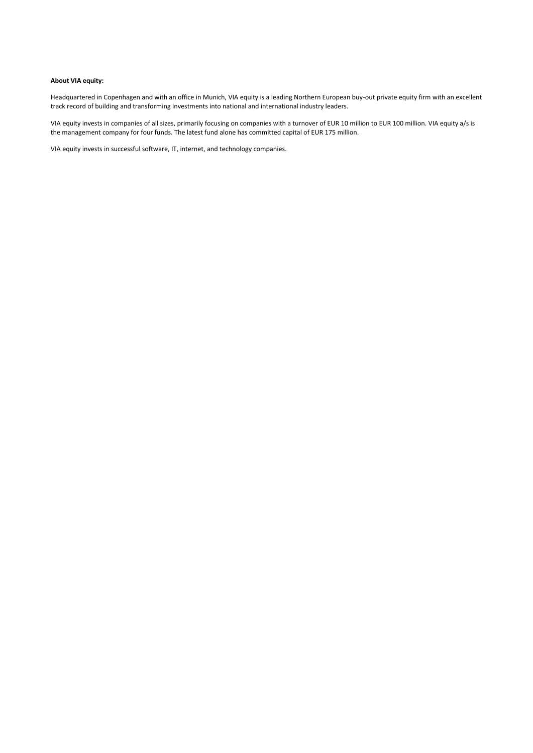**About VIA equity:**

Headquartered in Copenhagen and with an office in Munich, VIA equity is a leading Northern European buy-out private equity firm with an excellent track record of building and transforming investments into national and international industry leaders.

VIA equity invests in companies of all sizes, primarily focusing on companies with a turnover of EUR 10 million to EUR 100 million. VIA equity a/s is the management company for four funds. The latest fund alone has committed capital of EUR 175 million.

VIA equity invests in successful software, IT, internet, and technology companies.